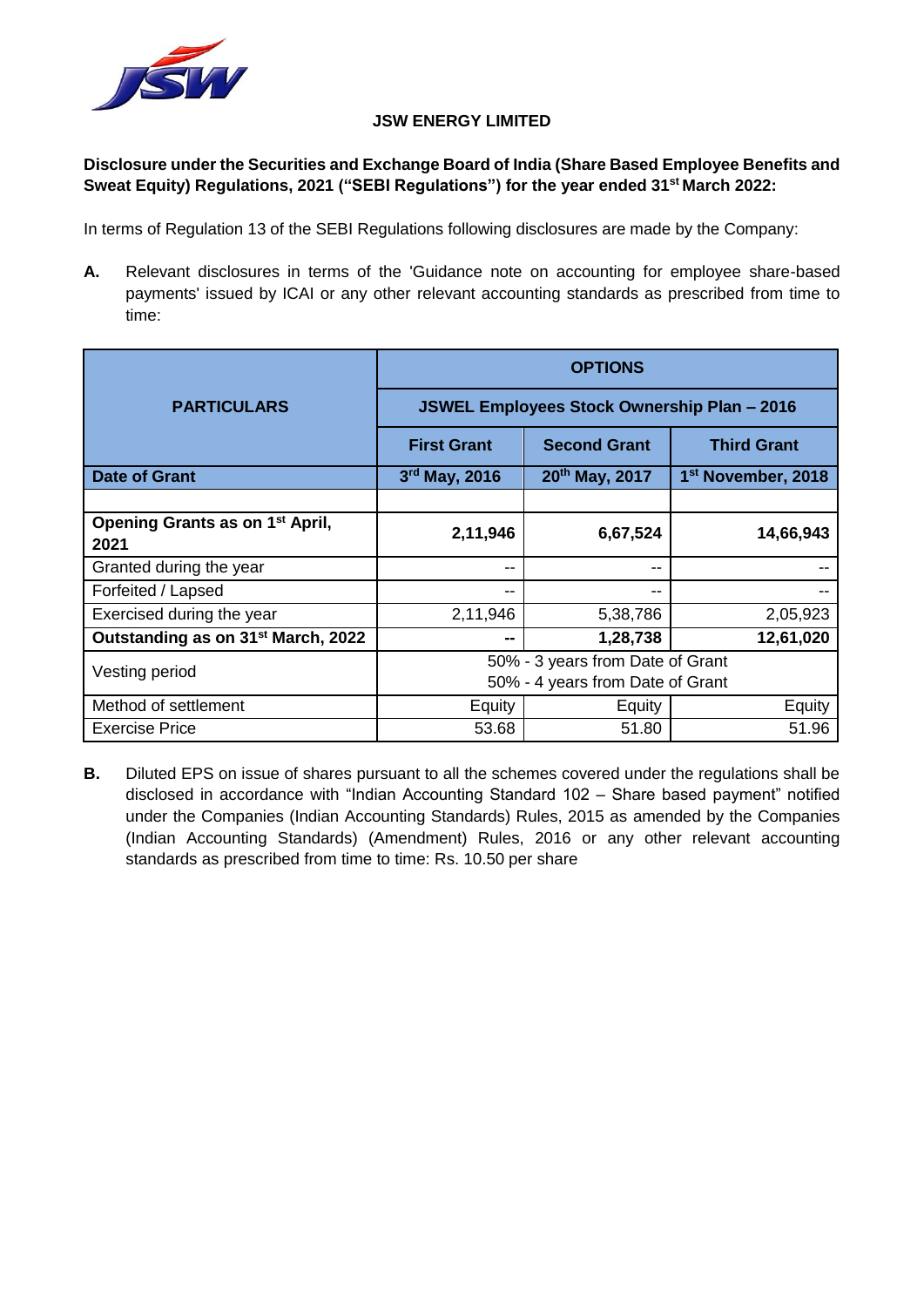**JSW ENERGY LIMITED**

**Disclosure under the Securities and Exchange Board of India (Share Based Employee Benefits and Sweat Equity) Regulations, 2021 ("SEBI Regulations") for the year ended 31st March 2022:**

In terms of Regulation 13 of the SEBI Regulations following disclosures are made by the Company:

**A.** Relevant disclosures in terms of the 'Guidance note on accounting for employee share-based payments' issued by ICAI or any other relevant accounting standards as prescribed from time to time:

| PARTICULARS | OPTIONS | | |
|---|---|---|---|
| | JSWEL Employees Stock Ownership Plan – 2016 | | |
| | First Grant | Second Grant | Third Grant |
| **Date of Grant** | **3rd May, 2016** | **20th May, 2017** | **1st November, 2018** |
| | | | |
| **Opening Grants as on 1st April, 2021** | **2,11,946** | **6,67,524** | **14,66,943** |
| Granted during the year | -- | -- | -- |
| Forfeited / Lapsed | -- | -- | -- |
| Exercised during the year | 2,11,946 | 5,38,786 | 2,05,923 |
| **Outstanding as on 31st March, 2022** | **--** | **1,28,738** | **12,61,020** |
| Vesting period | 50% - 3 years from Date of Grant<br>50% - 4 years from Date of Grant | | |
| Method of settlement | Equity | Equity | Equity |
| Exercise Price | 53.68 | 51.80 | 51.96 |

**B.** Diluted EPS on issue of shares pursuant to all the schemes covered under the regulations shall be disclosed in accordance with "Indian Accounting Standard 102 – Share based payment" notified under the Companies (Indian Accounting Standards) Rules, 2015 as amended by the Companies (Indian Accounting Standards) (Amendment) Rules, 2016 or any other relevant accounting standards as prescribed from time to time: Rs. 10.50 per share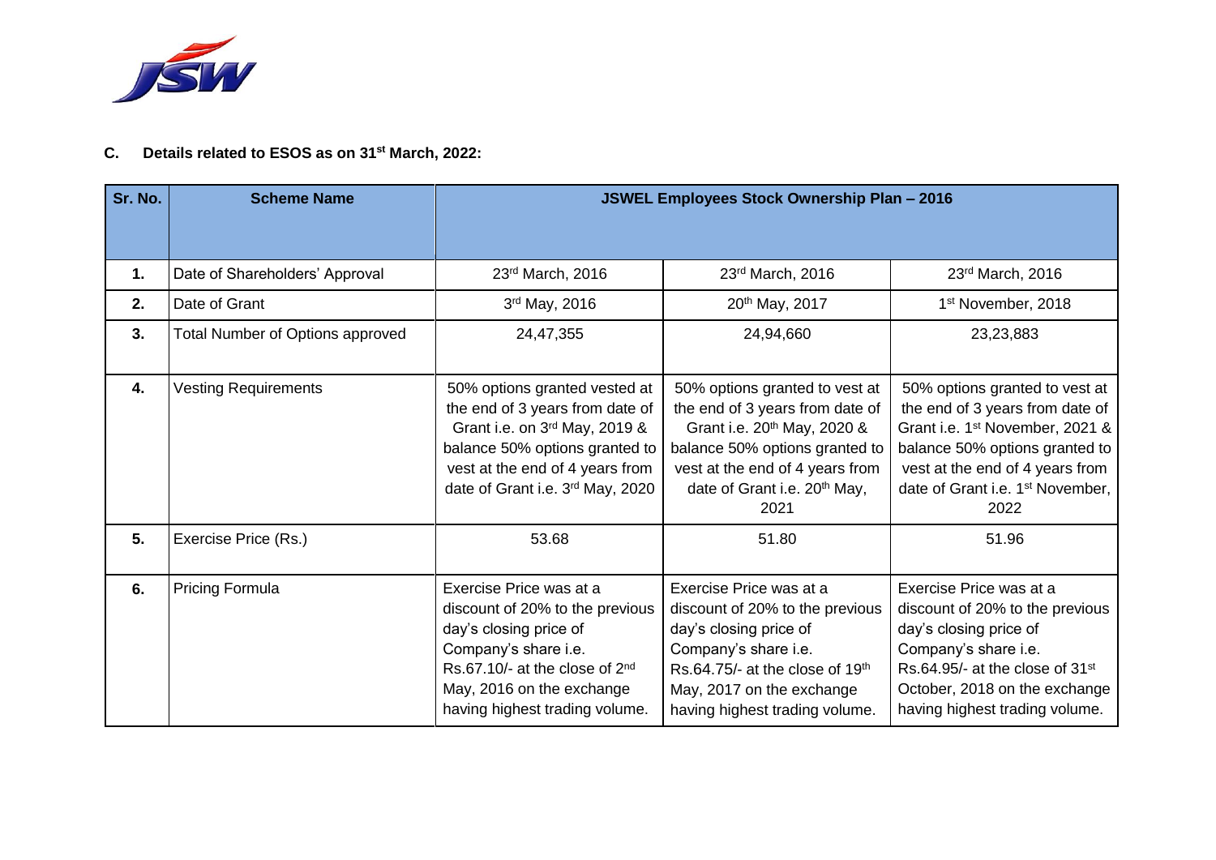### C. Details related to ESOS as on 31st March, 2022:

| Sr. No. | Scheme Name | JSWEL Employees Stock Ownership Plan – 2016 | | |
|---|---|---|---|---|
| 1. | Date of Shareholders' Approval | 23rd March, 2016 | 23rd March, 2016 | 23rd March, 2016 |
| 2. | Date of Grant | 3rd May, 2016 | 20th May, 2017 | 1st November, 2018 |
| 3. | Total Number of Options approved | 24,47,355 | 24,94,660 | 23,23,883 |
| 4. | Vesting Requirements | 50% options granted vested at the end of 3 years from date of Grant i.e. on 3rd May, 2019 & balance 50% options granted to vest at the end of 4 years from date of Grant i.e. 3rd May, 2020 | 50% options granted to vest at the end of 3 years from date of Grant i.e. 20th May, 2020 & balance 50% options granted to vest at the end of 4 years from date of Grant i.e. 20th May, 2021 | 50% options granted to vest at the end of 3 years from date of Grant i.e. 1st November, 2021 & balance 50% options granted to vest at the end of 4 years from date of Grant i.e. 1st November, 2022 |
| 5. | Exercise Price (Rs.) | 53.68 | 51.80 | 51.96 |
| 6. | Pricing Formula | Exercise Price was at a discount of 20% to the previous day's closing price of Company's share i.e. Rs.67.10/- at the close of 2nd May, 2016 on the exchange having highest trading volume. | Exercise Price was at a discount of 20% to the previous day's closing price of Company's share i.e. Rs.64.75/- at the close of 19th May, 2017 on the exchange having highest trading volume. | Exercise Price was at a discount of 20% to the previous day's closing price of Company's share i.e. Rs.64.95/- at the close of 31st October, 2018 on the exchange having highest trading volume. |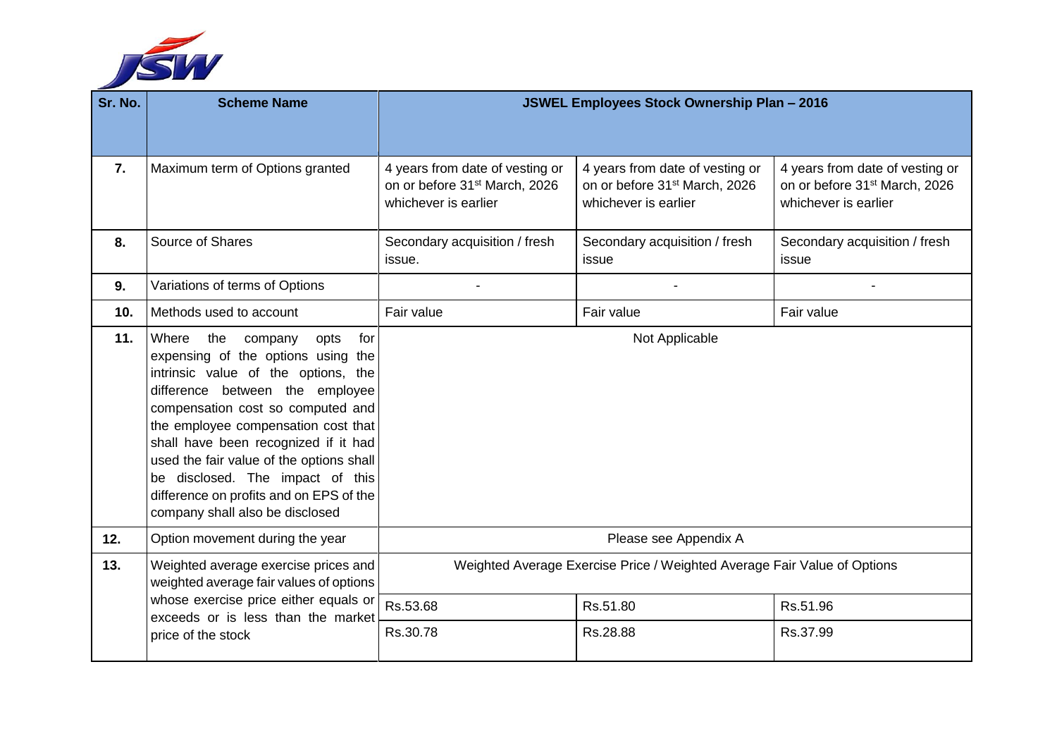| Sr. No. | Scheme Name | JSWEL Employees Stock Ownership Plan – 2016 | | |
|---|---|---|---|---|
| **7.** | Maximum term of Options granted | 4 years from date of vesting or on or before 31st March, 2026 whichever is earlier | 4 years from date of vesting or on or before 31st March, 2026 whichever is earlier | 4 years from date of vesting or on or before 31st March, 2026 whichever is earlier |
| **8.** | Source of Shares | Secondary acquisition / fresh issue. | Secondary acquisition / fresh issue | Secondary acquisition / fresh issue |
| **9.** | Variations of terms of Options | - | - | - |
| **10.** | Methods used to account | Fair value | Fair value | Fair value |
| **11.** | Where the company opts for expensing of the options using the intrinsic value of the options, the difference between the employee compensation cost so computed and the employee compensation cost that shall have been recognized if it had used the fair value of the options shall be disclosed. The impact of this difference on profits and on EPS of the company shall also be disclosed | Not Applicable | | |
| **12.** | Option movement during the year | Please see Appendix A | | |
| **13.** | Weighted average exercise prices and weighted average fair values of options whose exercise price either equals or exceeds or is less than the market price of the stock | Weighted Average Exercise Price / Weighted Average Fair Value of Options | | |
| | | Rs.53.68 | Rs.51.80 | Rs.51.96 |
| | | Rs.30.78 | Rs.28.88 | Rs.37.99 |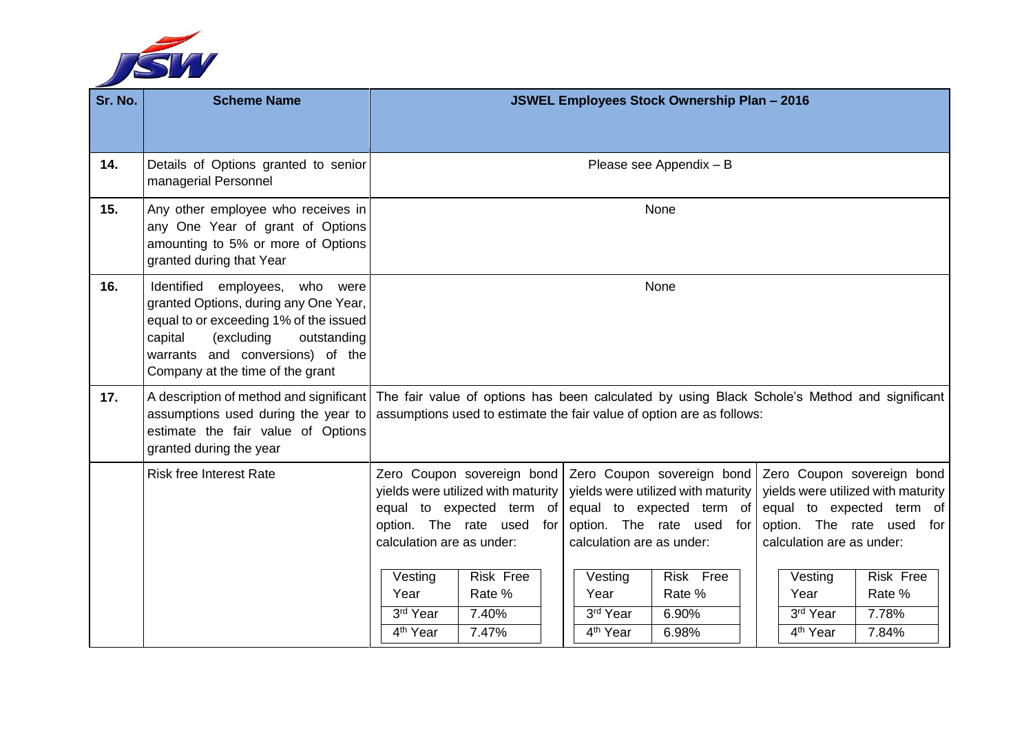| Sr. No. | Scheme Name | JSWEL Employees Stock Ownership Plan – 2016 | | |
|---|---|---|---|---|
| 14. | Details of Options granted to senior managerial Personnel | Please see Appendix – B | | |
| 15. | Any other employee who receives in any One Year of grant of Options amounting to 5% or more of Options granted during that Year | None | | |
| 16. | Identified employees, who were granted Options, during any One Year, equal to or exceeding 1% of the issued capital (excluding outstanding warrants and conversions) of the Company at the time of the grant | None | | |
| 17. | A description of method and significant assumptions used during the year to estimate the fair value of Options granted during the year | The fair value of options has been calculated by using Black Schole's Method and significant assumptions used to estimate the fair value of option are as follows: | | |
| | Risk free Interest Rate | Zero Coupon sovereign bond yields were utilized with maturity equal to expected term of option. The rate used for calculation are as under: | Zero Coupon sovereign bond yields were utilized with maturity equal to expected term of option. The rate used for calculation are as under: | Zero Coupon sovereign bond yields were utilized with maturity equal to expected term of option. The rate used for calculation are as under: |
| | | Vesting Year: 3rd Year – Risk Free Rate %: 7.40%; 4th Year – 7.47% | Vesting Year: 3rd Year – Risk Free Rate %: 6.90%; 4th Year – 6.98% | Vesting Year: 3rd Year – Risk Free Rate %: 7.78%; 4th Year – 7.84% |

| Vesting Year | Risk Free Rate % |
|---|---|
| 3rd Year | 7.40% |
| 4th Year | 7.47% |

| Vesting Year | Risk Free Rate % |
|---|---|
| 3rd Year | 6.90% |
| 4th Year | 6.98% |

| Vesting Year | Risk Free Rate % |
|---|---|
| 3rd Year | 7.78% |
| 4th Year | 7.84% |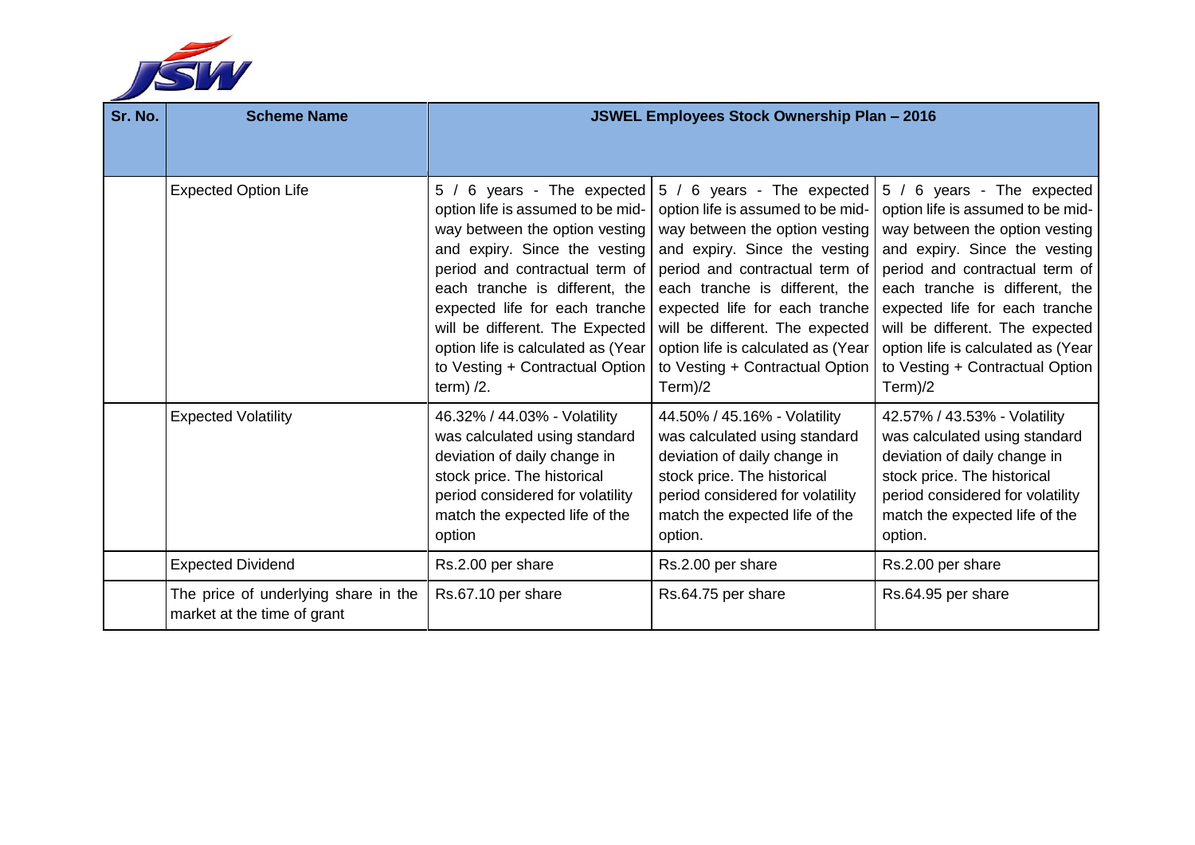| Sr. No. | Scheme Name | JSWEL Employees Stock Ownership Plan – 2016 | | |
|---|---|---|---|---|
| | Expected Option Life | 5 / 6 years - The expected option life is assumed to be mid-way between the option vesting and expiry. Since the vesting period and contractual term of each tranche is different, the expected life for each tranche will be different. The Expected option life is calculated as (Year to Vesting + Contractual Option term) /2. | 5 / 6 years - The expected option life is assumed to be mid-way between the option vesting and expiry. Since the vesting period and contractual term of each tranche is different, the expected life for each tranche will be different. The expected option life is calculated as (Year to Vesting + Contractual Option Term)/2 | 5 / 6 years - The expected option life is assumed to be mid-way between the option vesting and expiry. Since the vesting period and contractual term of each tranche is different, the expected life for each tranche will be different. The expected option life is calculated as (Year to Vesting + Contractual Option Term)/2 |
| | Expected Volatility | 46.32% / 44.03% - Volatility was calculated using standard deviation of daily change in stock price. The historical period considered for volatility match the expected life of the option | 44.50% / 45.16% - Volatility was calculated using standard deviation of daily change in stock price. The historical period considered for volatility match the expected life of the option. | 42.57% / 43.53% - Volatility was calculated using standard deviation of daily change in stock price. The historical period considered for volatility match the expected life of the option. |
| | Expected Dividend | Rs.2.00 per share | Rs.2.00 per share | Rs.2.00 per share |
| | The price of underlying share in the market at the time of grant | Rs.67.10 per share | Rs.64.75 per share | Rs.64.95 per share |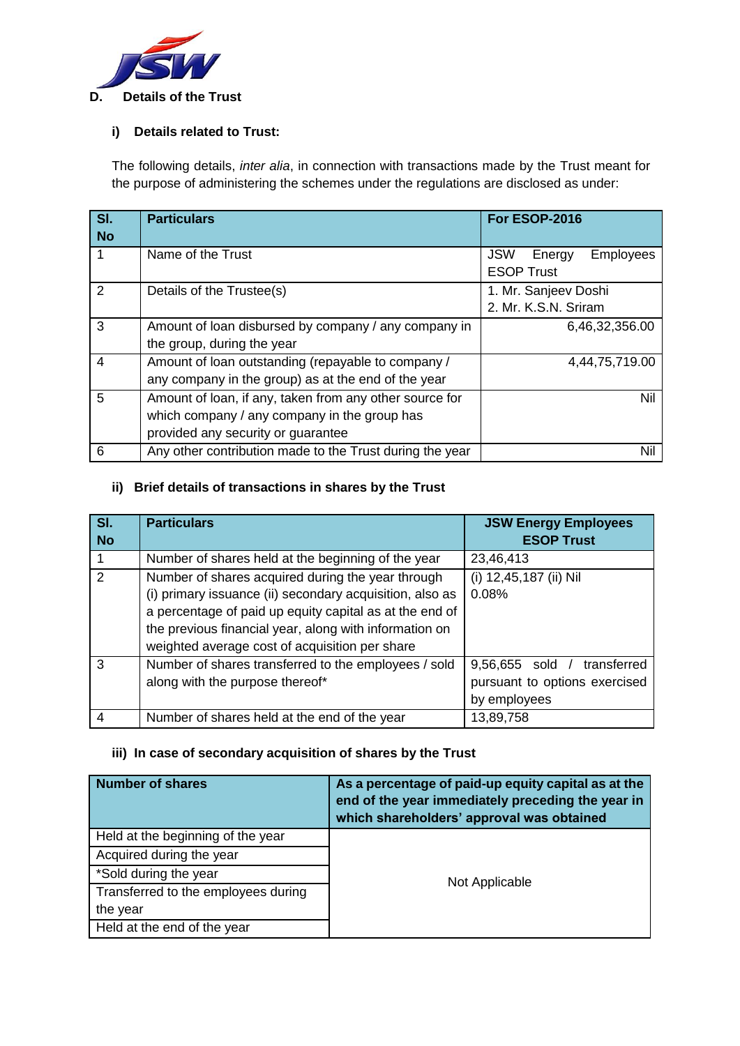## D. Details of the Trust

### i) Details related to Trust:

The following details, *inter alia*, in connection with transactions made by the Trust meant for the purpose of administering the schemes under the regulations are disclosed as under:

| Sl. No | Particulars | For ESOP-2016 |
|---|---|---|
| 1 | Name of the Trust | JSW Energy Employees ESOP Trust |
| 2 | Details of the Trustee(s) | 1. Mr. Sanjeev Doshi<br>2. Mr. K.S.N. Sriram |
| 3 | Amount of loan disbursed by company / any company in the group, during the year | 6,46,32,356.00 |
| 4 | Amount of loan outstanding (repayable to company / any company in the group) as at the end of the year | 4,44,75,719.00 |
| 5 | Amount of loan, if any, taken from any other source for which company / any company in the group has provided any security or guarantee | Nil |
| 6 | Any other contribution made to the Trust during the year | Nil |

### ii) Brief details of transactions in shares by the Trust

| Sl. No | Particulars | JSW Energy Employees ESOP Trust |
|---|---|---|
| 1 | Number of shares held at the beginning of the year | 23,46,413 |
| 2 | Number of shares acquired during the year through (i) primary issuance (ii) secondary acquisition, also as a percentage of paid up equity capital as at the end of the previous financial year, along with information on weighted average cost of acquisition per share | (i) 12,45,187 (ii) Nil<br>0.08% |
| 3 | Number of shares transferred to the employees / sold along with the purpose thereof* | 9,56,655 sold / transferred pursuant to options exercised by employees |
| 4 | Number of shares held at the end of the year | 13,89,758 |

### iii) In case of secondary acquisition of shares by the Trust

| Number of shares | As a percentage of paid-up equity capital as at the end of the year immediately preceding the year in which shareholders' approval was obtained |
|---|---|
| Held at the beginning of the year | Not Applicable |
| Acquired during the year | |
| *Sold during the year | |
| Transferred to the employees during the year | |
| Held at the end of the year | |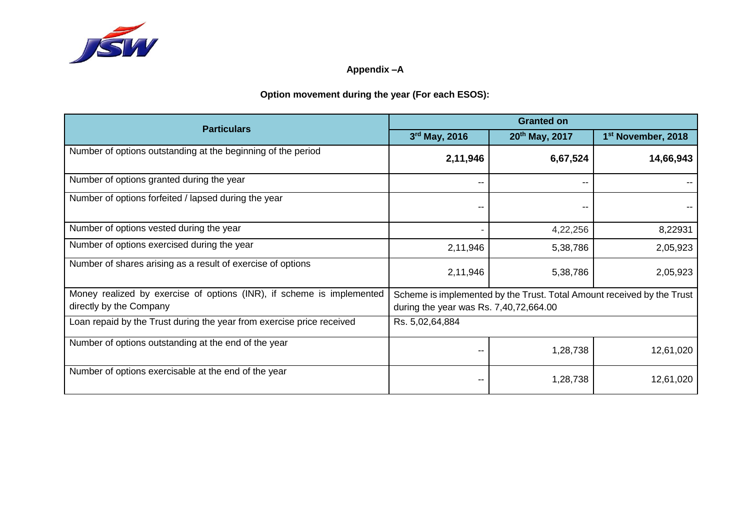## Appendix –A

### Option movement during the year (For each ESOS):

| Particulars | Granted on | | |
|---|---|---|---|
| | 3rd May, 2016 | 20th May, 2017 | 1st November, 2018 |
| Number of options outstanding at the beginning of the period | **2,11,946** | **6,67,524** | **14,66,943** |
| Number of options granted during the year | -- | -- | -- |
| Number of options forfeited / lapsed during the year | -- | -- | -- |
| Number of options vested during the year | - | 4,22,256 | 8,22931 |
| Number of options exercised during the year | 2,11,946 | 5,38,786 | 2,05,923 |
| Number of shares arising as a result of exercise of options | 2,11,946 | 5,38,786 | 2,05,923 |
| Money realized by exercise of options (INR), if scheme is implemented directly by the Company | Scheme is implemented by the Trust. Total Amount received by the Trust during the year was Rs. 7,40,72,664.00 | | |
| Loan repaid by the Trust during the year from exercise price received | Rs. 5,02,64,884 | | |
| Number of options outstanding at the end of the year | -- | 1,28,738 | 12,61,020 |
| Number of options exercisable at the end of the year | -- | 1,28,738 | 12,61,020 |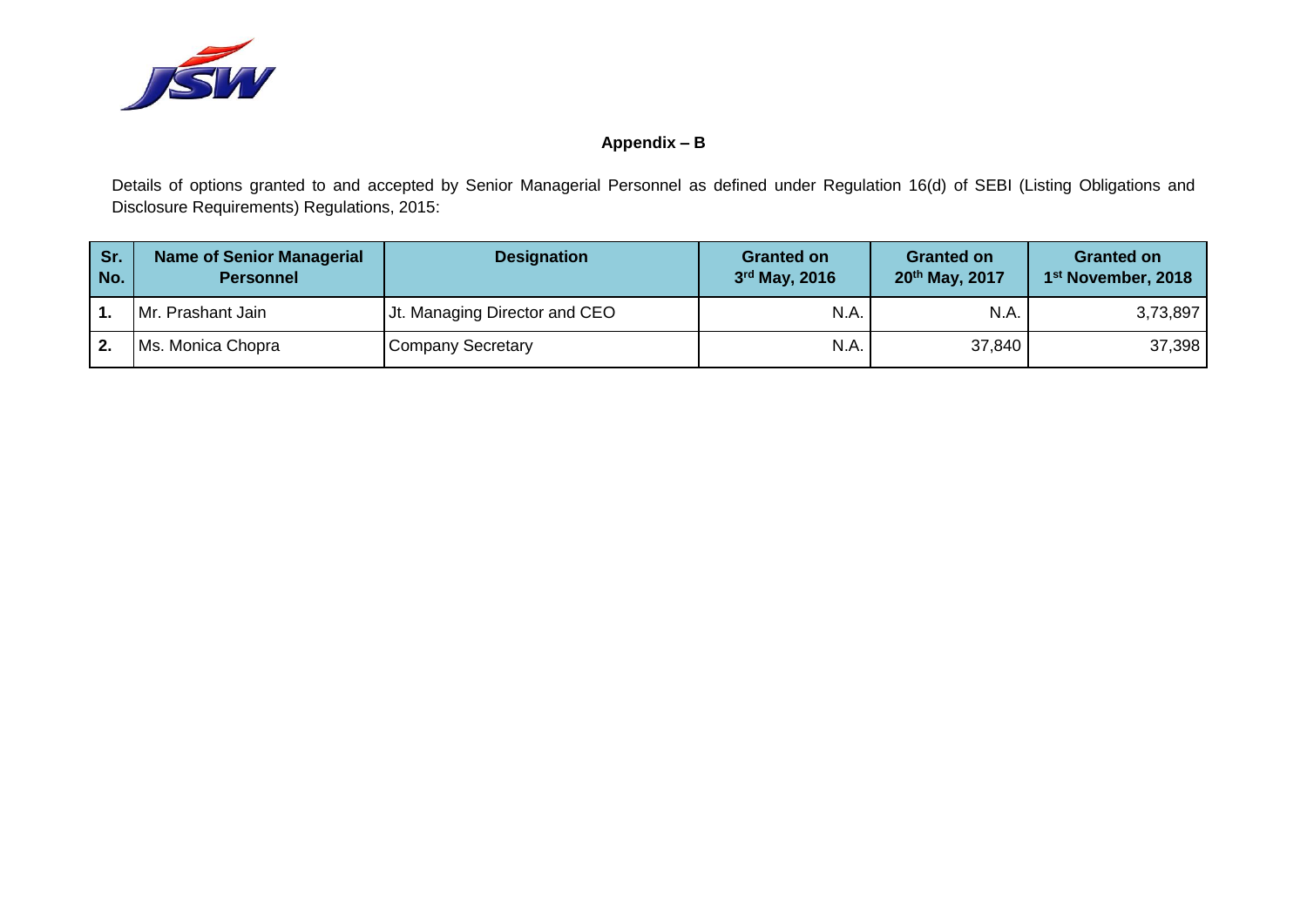## Appendix – B

Details of options granted to and accepted by Senior Managerial Personnel as defined under Regulation 16(d) of SEBI (Listing Obligations and Disclosure Requirements) Regulations, 2015:

| Sr. No. | Name of Senior Managerial Personnel | Designation | Granted on 3rd May, 2016 | Granted on 20th May, 2017 | Granted on 1st November, 2018 |
|---|---|---|---|---|---|
| 1. | Mr. Prashant Jain | Jt. Managing Director and CEO | N.A. | N.A. | 3,73,897 |
| 2. | Ms. Monica Chopra | Company Secretary | N.A. | 37,840 | 37,398 |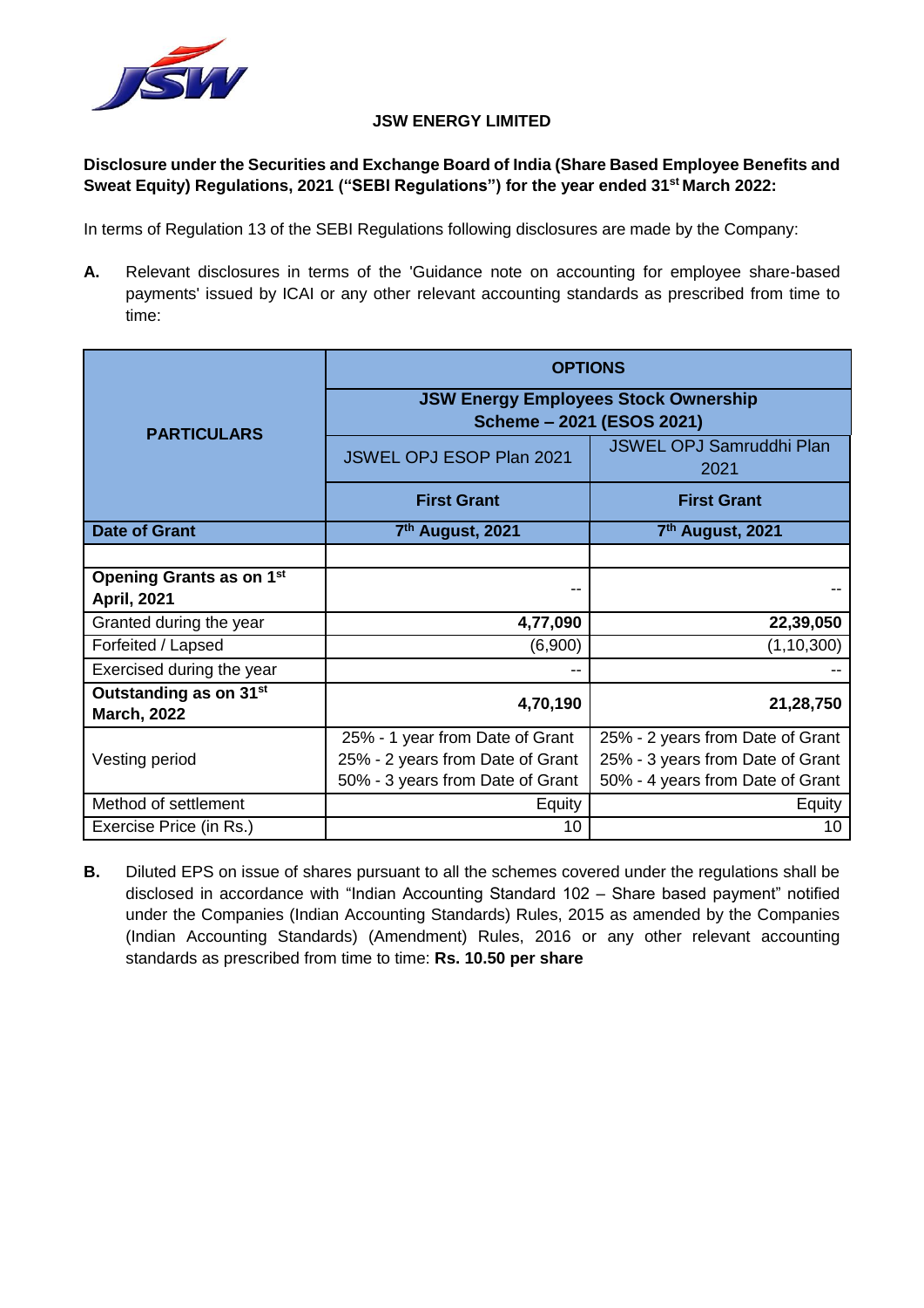**JSW ENERGY LIMITED**

**Disclosure under the Securities and Exchange Board of India (Share Based Employee Benefits and Sweat Equity) Regulations, 2021 ("SEBI Regulations") for the year ended 31st March 2022:**

In terms of Regulation 13 of the SEBI Regulations following disclosures are made by the Company:

**A.** Relevant disclosures in terms of the 'Guidance note on accounting for employee share-based payments' issued by ICAI or any other relevant accounting standards as prescribed from time to time:

| PARTICULARS | OPTIONS | |
|---|---|---|
| | **JSW Energy Employees Stock Ownership Scheme – 2021 (ESOS 2021)** | |
| | JSWEL OPJ ESOP Plan 2021 | JSWEL OPJ Samruddhi Plan 2021 |
| | **First Grant** | **First Grant** |
| **Date of Grant** | **7th August, 2021** | **7th August, 2021** |
| | | |
| **Opening Grants as on 1st April, 2021** | -- | -- |
| Granted during the year | **4,77,090** | **22,39,050** |
| Forfeited / Lapsed | (6,900) | (1,10,300) |
| Exercised during the year | -- | -- |
| **Outstanding as on 31st March, 2022** | **4,70,190** | **21,28,750** |
| Vesting period | 25% - 1 year from Date of Grant<br>25% - 2 years from Date of Grant<br>50% - 3 years from Date of Grant | 25% - 2 years from Date of Grant<br>25% - 3 years from Date of Grant<br>50% - 4 years from Date of Grant |
| Method of settlement | Equity | Equity |
| Exercise Price (in Rs.) | 10 | 10 |

**B.** Diluted EPS on issue of shares pursuant to all the schemes covered under the regulations shall be disclosed in accordance with "Indian Accounting Standard 102 – Share based payment" notified under the Companies (Indian Accounting Standards) Rules, 2015 as amended by the Companies (Indian Accounting Standards) (Amendment) Rules, 2016 or any other relevant accounting standards as prescribed from time to time: **Rs. 10.50 per share**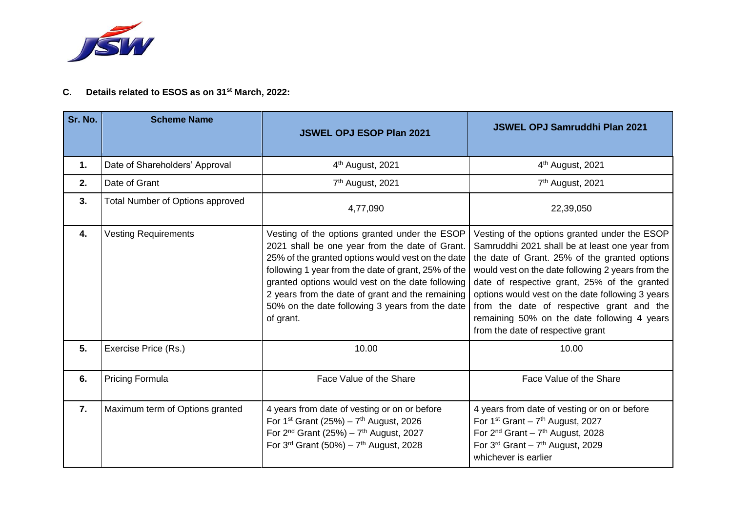### C. Details related to ESOS as on 31st March, 2022:

| Sr. No. | Scheme Name | JSWEL OPJ ESOP Plan 2021 | JSWEL OPJ Samruddhi Plan 2021 |
|---|---|---|---|
| 1. | Date of Shareholders' Approval | 4th August, 2021 | 4th August, 2021 |
| 2. | Date of Grant | 7th August, 2021 | 7th August, 2021 |
| 3. | Total Number of Options approved | 4,77,090 | 22,39,050 |
| 4. | Vesting Requirements | Vesting of the options granted under the ESOP 2021 shall be one year from the date of Grant. 25% of the granted options would vest on the date following 1 year from the date of grant, 25% of the granted options would vest on the date following 2 years from the date of grant and the remaining 50% on the date following 3 years from the date of grant. | Vesting of the options granted under the ESOP Samruddhi 2021 shall be at least one year from the date of Grant. 25% of the granted options would vest on the date following 2 years from the date of respective grant, 25% of the granted options would vest on the date following 3 years from the date of respective grant and the remaining 50% on the date following 4 years from the date of respective grant |
| 5. | Exercise Price (Rs.) | 10.00 | 10.00 |
| 6. | Pricing Formula | Face Value of the Share | Face Value of the Share |
| 7. | Maximum term of Options granted | 4 years from date of vesting or on or before<br>For 1st Grant (25%) – 7th August, 2026<br>For 2nd Grant (25%) – 7th August, 2027<br>For 3rd Grant (50%) – 7th August, 2028 | 4 years from date of vesting or on or before<br>For 1st Grant – 7th August, 2027<br>For 2nd Grant – 7th August, 2028<br>For 3rd Grant – 7th August, 2029<br>whichever is earlier |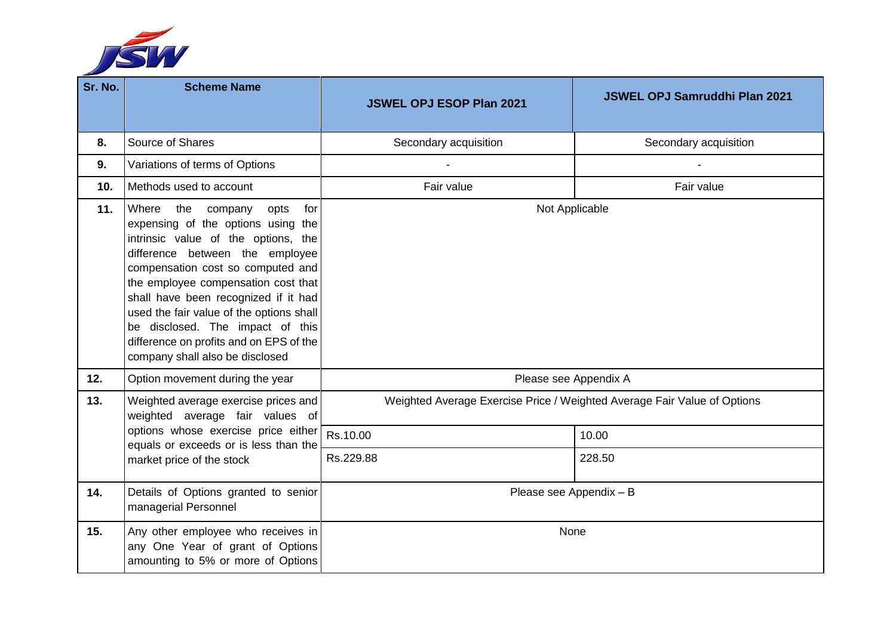| Sr. No. | Scheme Name | JSWEL OPJ ESOP Plan 2021 | JSWEL OPJ Samruddhi Plan 2021 |
|---|---|---|---|
| 8. | Source of Shares | Secondary acquisition | Secondary acquisition |
| 9. | Variations of terms of Options | - | - |
| 10. | Methods used to account | Fair value | Fair value |
| 11. | Where the company opts for expensing of the options using the intrinsic value of the options, the difference between the employee compensation cost so computed and the employee compensation cost that shall have been recognized if it had used the fair value of the options shall be disclosed. The impact of this difference on profits and on EPS of the company shall also be disclosed | Not Applicable | |
| 12. | Option movement during the year | Please see Appendix A | |
| 13. | Weighted average exercise prices and weighted average fair values of options whose exercise price either equals or exceeds or is less than the market price of the stock | Weighted Average Exercise Price / Weighted Average Fair Value of Options | |
| | | Rs.10.00 | 10.00 |
| | | Rs.229.88 | 228.50 |
| 14. | Details of Options granted to senior managerial Personnel | Please see Appendix – B | |
| 15. | Any other employee who receives in any One Year of grant of Options amounting to 5% or more of Options | None | |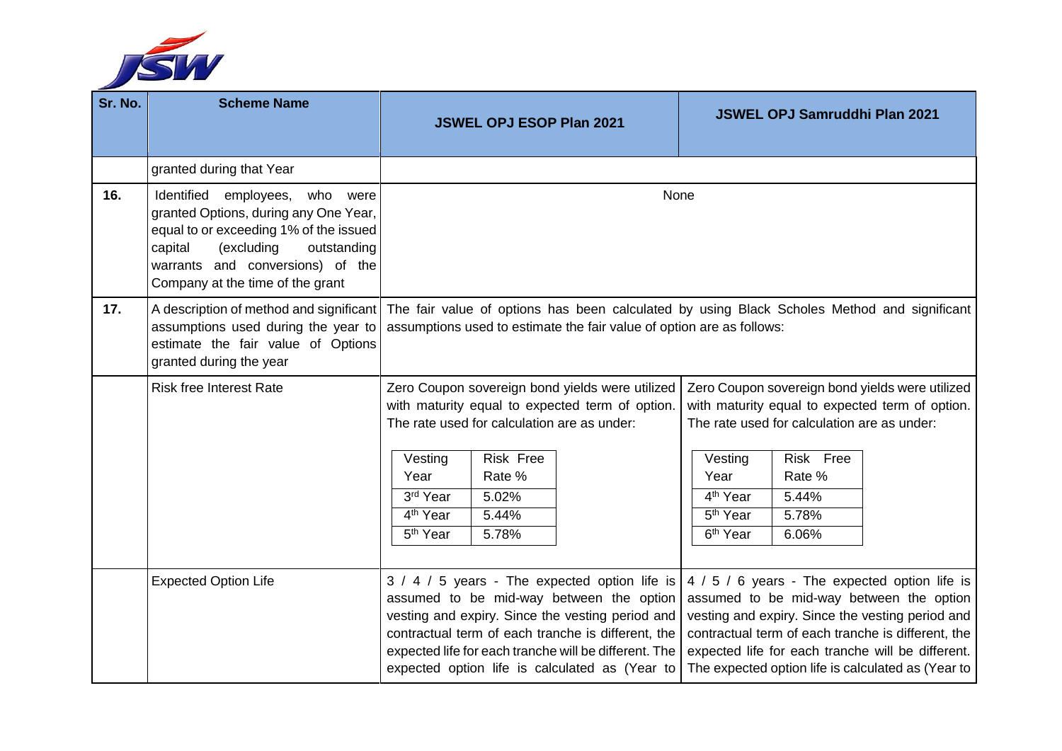| Sr. No. | Scheme Name | JSWEL OPJ ESOP Plan 2021 | JSWEL OPJ Samruddhi Plan 2021 |
|---|---|---|---|
| | granted during that Year | | |
| 16. | Identified employees, who were granted Options, during any One Year, equal to or exceeding 1% of the issued capital (excluding outstanding warrants and conversions) of the Company at the time of the grant | None | |
| 17. | A description of method and significant assumptions used during the year to estimate the fair value of Options granted during the year | The fair value of options has been calculated by using Black Scholes Method and significant assumptions used to estimate the fair value of option are as follows: | |
| | Risk free Interest Rate | Zero Coupon sovereign bond yields were utilized with maturity equal to expected term of option. The rate used for calculation are as under:<br><br>Vesting Year / Risk Free Rate %<br>3rd Year: 5.02%<br>4th Year: 5.44%<br>5th Year: 5.78% | Zero Coupon sovereign bond yields were utilized with maturity equal to expected term of option. The rate used for calculation are as under:<br><br>Vesting Year / Risk Free Rate %<br>4th Year: 5.44%<br>5th Year: 5.78%<br>6th Year: 6.06% |
| | Expected Option Life | 3 / 4 / 5 years - The expected option life is assumed to be mid-way between the option vesting and expiry. Since the vesting period and contractual term of each tranche is different, the expected life for each tranche will be different. The expected option life is calculated as (Year to | 4 / 5 / 6 years - The expected option life is assumed to be mid-way between the option vesting and expiry. Since the vesting period and contractual term of each tranche is different, the expected life for each tranche will be different. The expected option life is calculated as (Year to |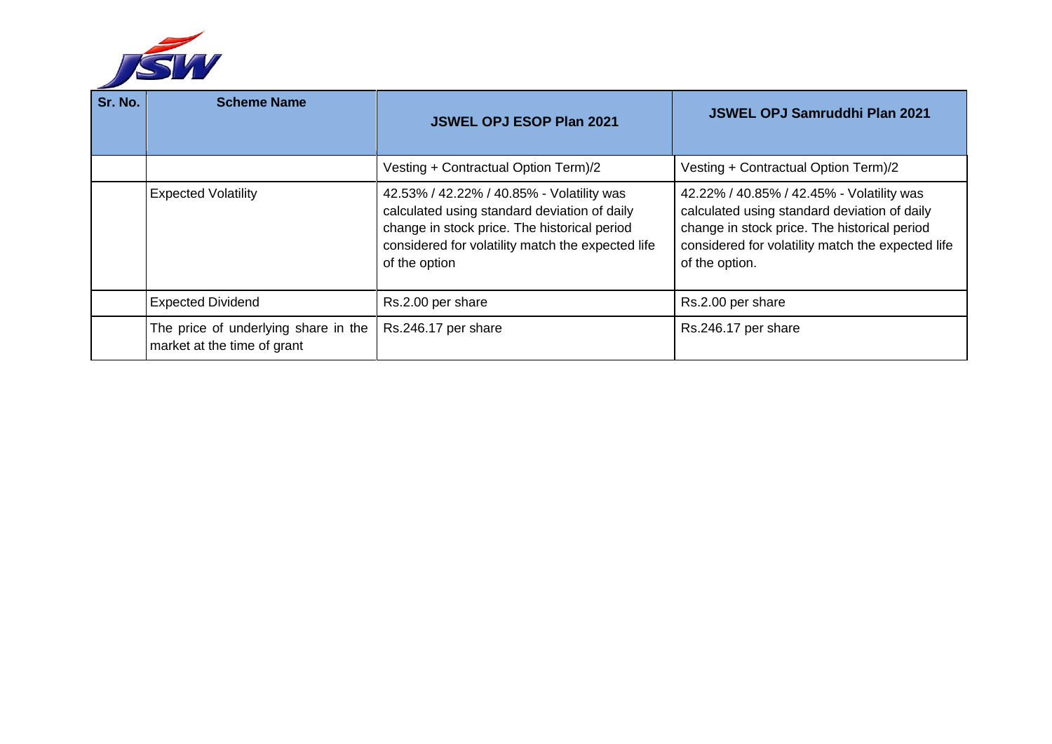| Sr. No. | Scheme Name | JSWEL OPJ ESOP Plan 2021 | JSWEL OPJ Samruddhi Plan 2021 |
|---|---|---|---|
| | | Vesting + Contractual Option Term)/2 | Vesting + Contractual Option Term)/2 |
| | Expected Volatility | 42.53% / 42.22% / 40.85% - Volatility was calculated using standard deviation of daily change in stock price. The historical period considered for volatility match the expected life of the option | 42.22% / 40.85% / 42.45% - Volatility was calculated using standard deviation of daily change in stock price. The historical period considered for volatility match the expected life of the option. |
| | Expected Dividend | Rs.2.00 per share | Rs.2.00 per share |
| | The price of underlying share in the market at the time of grant | Rs.246.17 per share | Rs.246.17 per share |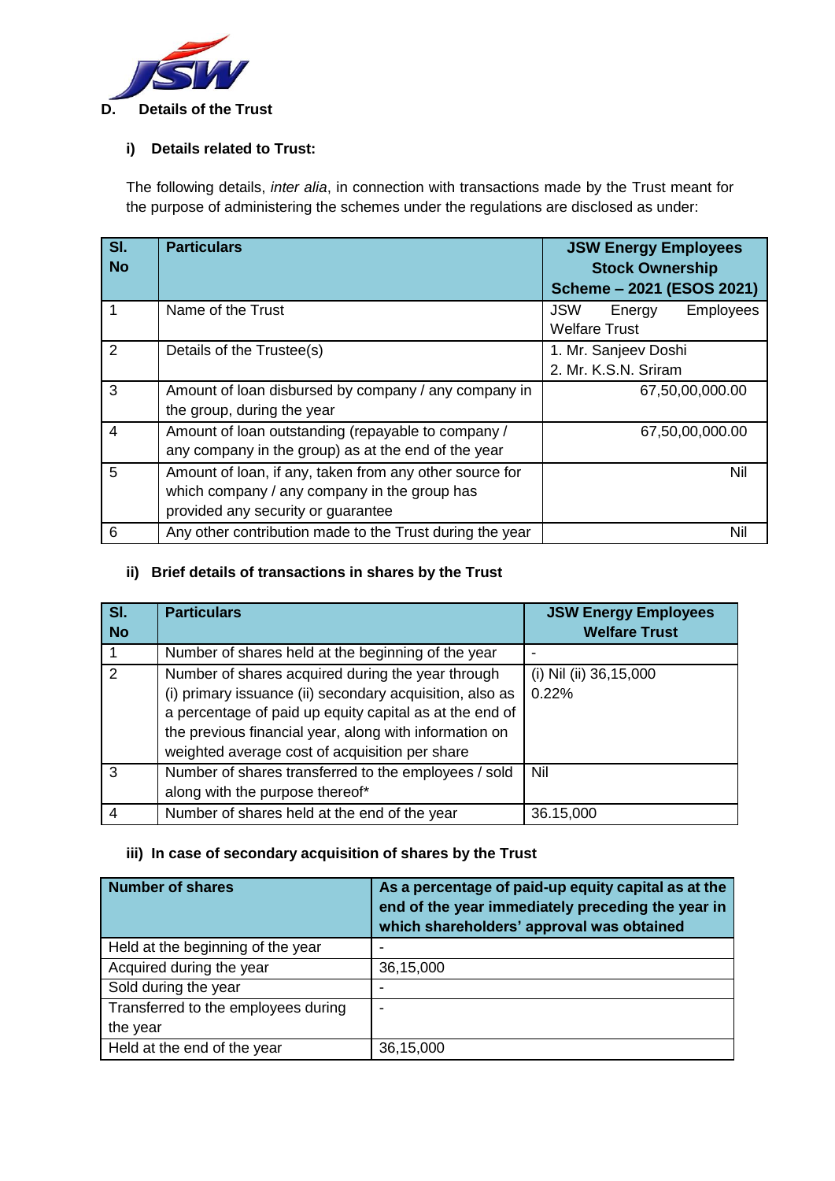## D. Details of the Trust

### i) Details related to Trust:

The following details, *inter alia*, in connection with transactions made by the Trust meant for the purpose of administering the schemes under the regulations are disclosed as under:

| Sl. No | Particulars | JSW Energy Employees Stock Ownership Scheme – 2021 (ESOS 2021) |
|---|---|---|
| 1 | Name of the Trust | JSW Energy Employees Welfare Trust |
| 2 | Details of the Trustee(s) | 1. Mr. Sanjeev Doshi<br>2. Mr. K.S.N. Sriram |
| 3 | Amount of loan disbursed by company / any company in the group, during the year | 67,50,00,000.00 |
| 4 | Amount of loan outstanding (repayable to company / any company in the group) as at the end of the year | 67,50,00,000.00 |
| 5 | Amount of loan, if any, taken from any other source for which company / any company in the group has provided any security or guarantee | Nil |
| 6 | Any other contribution made to the Trust during the year | Nil |

### ii) Brief details of transactions in shares by the Trust

| Sl. No | Particulars | JSW Energy Employees Welfare Trust |
|---|---|---|
| 1 | Number of shares held at the beginning of the year | - |
| 2 | Number of shares acquired during the year through (i) primary issuance (ii) secondary acquisition, also as a percentage of paid up equity capital as at the end of the previous financial year, along with information on weighted average cost of acquisition per share | (i) Nil (ii) 36,15,000<br>0.22% |
| 3 | Number of shares transferred to the employees / sold along with the purpose thereof* | Nil |
| 4 | Number of shares held at the end of the year | 36.15,000 |

### iii) In case of secondary acquisition of shares by the Trust

| Number of shares | As a percentage of paid-up equity capital as at the end of the year immediately preceding the year in which shareholders' approval was obtained |
|---|---|
| Held at the beginning of the year | - |
| Acquired during the year | 36,15,000 |
| Sold during the year | - |
| Transferred to the employees during the year | - |
| Held at the end of the year | 36,15,000 |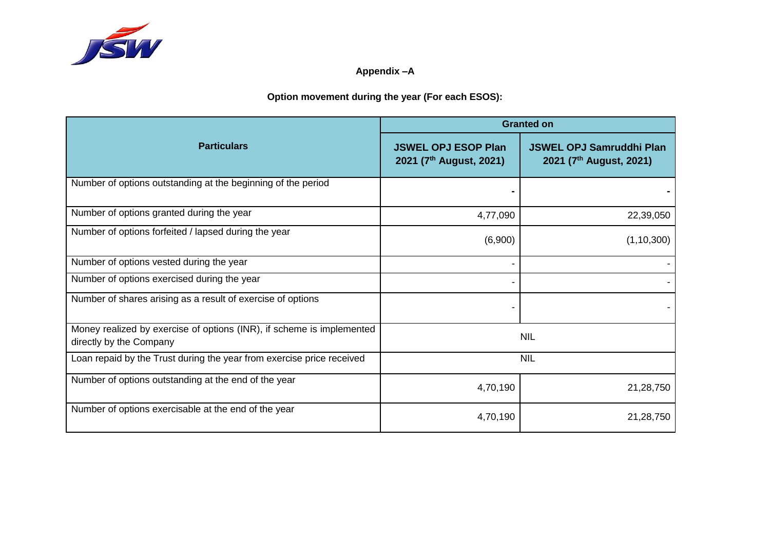# Appendix –A

## Option movement during the year (For each ESOS):

| Particulars | Granted on | |
|---|---|---|
| | **JSWEL OPJ ESOP Plan 2021 (7th August, 2021)** | **JSWEL OPJ Samruddhi Plan 2021 (7th August, 2021)** |
| Number of options outstanding at the beginning of the period | - | - |
| Number of options granted during the year | 4,77,090 | 22,39,050 |
| Number of options forfeited / lapsed during the year | (6,900) | (1,10,300) |
| Number of options vested during the year | - | - |
| Number of options exercised during the year | - | - |
| Number of shares arising as a result of exercise of options | - | - |
| Money realized by exercise of options (INR), if scheme is implemented directly by the Company | NIL | |
| Loan repaid by the Trust during the year from exercise price received | NIL | |
| Number of options outstanding at the end of the year | 4,70,190 | 21,28,750 |
| Number of options exercisable at the end of the year | 4,70,190 | 21,28,750 |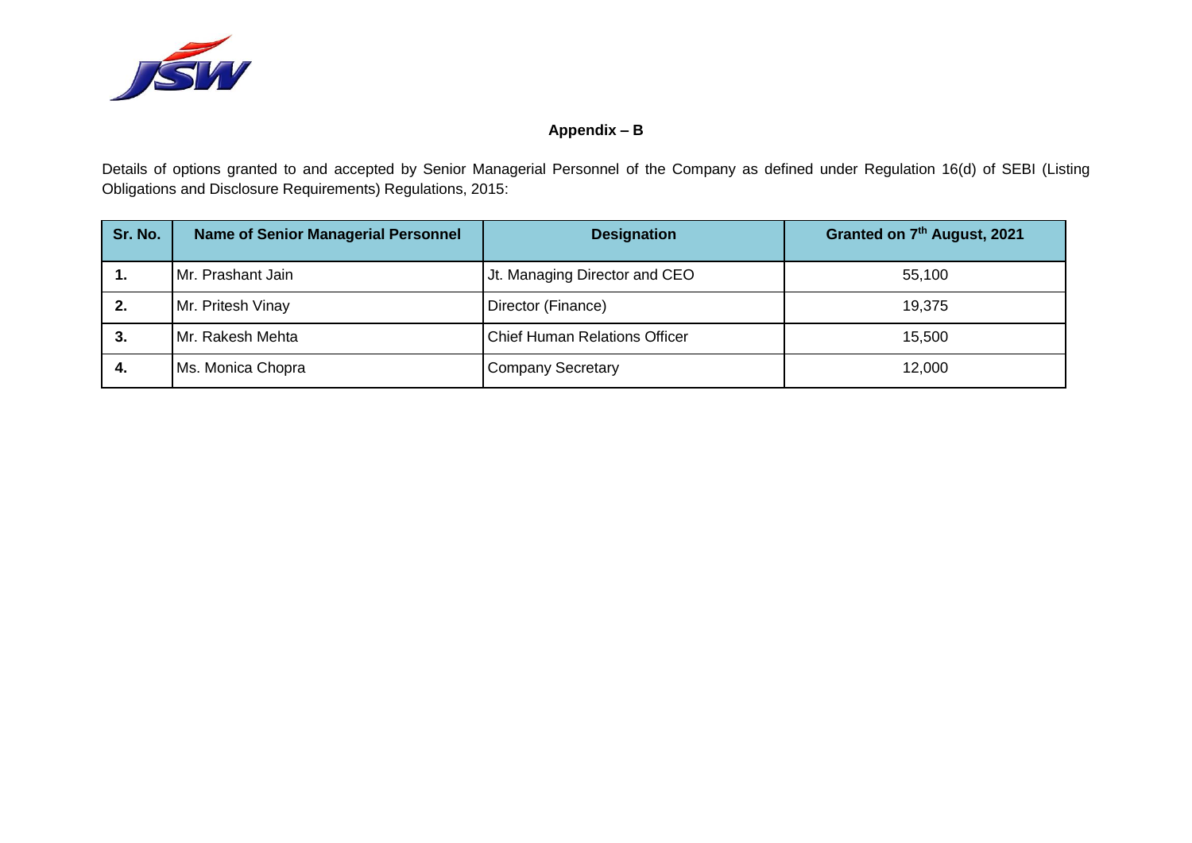## Appendix – B

Details of options granted to and accepted by Senior Managerial Personnel of the Company as defined under Regulation 16(d) of SEBI (Listing Obligations and Disclosure Requirements) Regulations, 2015:

| Sr. No. | Name of Senior Managerial Personnel | Designation | Granted on 7th August, 2021 |
|---|---|---|---|
| 1. | Mr. Prashant Jain | Jt. Managing Director and CEO | 55,100 |
| 2. | Mr. Pritesh Vinay | Director (Finance) | 19,375 |
| 3. | Mr. Rakesh Mehta | Chief Human Relations Officer | 15,500 |
| 4. | Ms. Monica Chopra | Company Secretary | 12,000 |